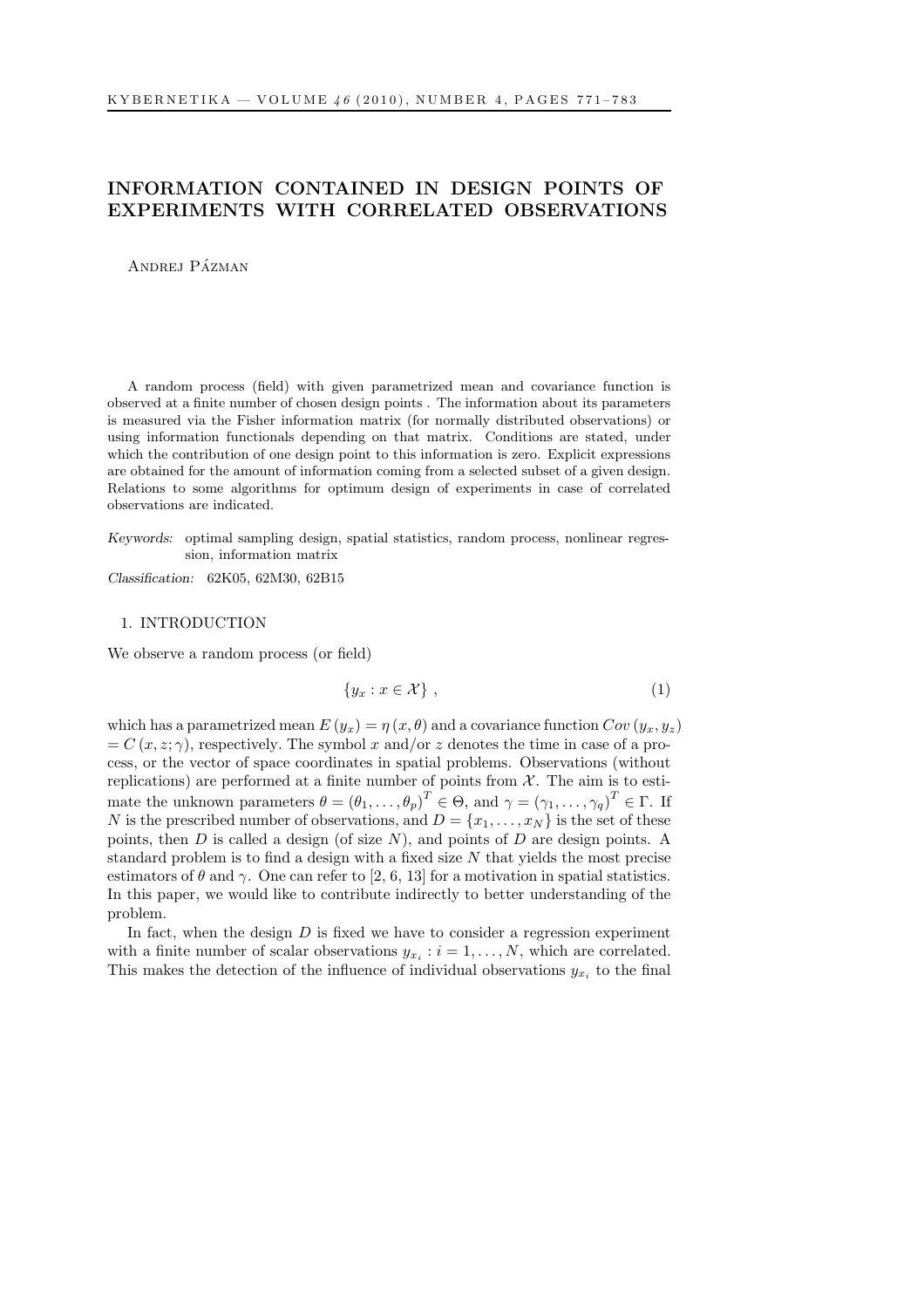# INFORMATION CONTAINED IN DESIGN POINTS OF EXPERIMENTS WITH CORRELATED OBSERVATIONS

Andrej Pázman

A random process (field) with given parametrized mean and covariance function is observed at a finite number of chosen design points . The information about its parameters is measured via the Fisher information matrix (for normally distributed observations) or using information functionals depending on that matrix. Conditions are stated, under which the contribution of one design point to this information is zero. Explicit expressions are obtained for the amount of information coming from a selected subset of a given design. Relations to some algorithms for optimum design of experiments in case of correlated observations are indicated.

*Keywords:* optimal sampling design, spatial statistics, random process, nonlinear regression, information matrix

*Classification:* 62K05, 62M30, 62B15

## 1. INTRODUCTION

We observe a random process (or field)

$$\{y_x : x \in \mathcal{X}\}\ , \tag{1}$$

which has a parametrized mean $E(y_x) = \eta(x, \theta)$ and a covariance function $Cov(y_x, y_z) = C(x, z; \gamma)$, respectively. The symbol $x$ and/or $z$ denotes the time in case of a process, or the vector of space coordinates in spatial problems. Observations (without replications) are performed at a finite number of points from $\mathcal{X}$. The aim is to estimate the unknown parameters $\theta = (\theta_1, \ldots, \theta_p)^T \in \Theta$, and $\gamma = (\gamma_1, \ldots, \gamma_q)^T \in \Gamma$. If $N$ is the prescribed number of observations, and $D = \{x_1, \ldots, x_N\}$ is the set of these points, then $D$ is called a design (of size $N$), and points of $D$ are design points. A standard problem is to find a design with a fixed size $N$ that yields the most precise estimators of $\theta$ and $\gamma$. One can refer to [2, 6, 13] for a motivation in spatial statistics. In this paper, we would like to contribute indirectly to better understanding of the problem.

In fact, when the design $D$ is fixed we have to consider a regression experiment with a finite number of scalar observations $y_{x_i} : i = 1, \ldots, N$, which are correlated. This makes the detection of the influence of individual observations $y_{x_i}$ to the final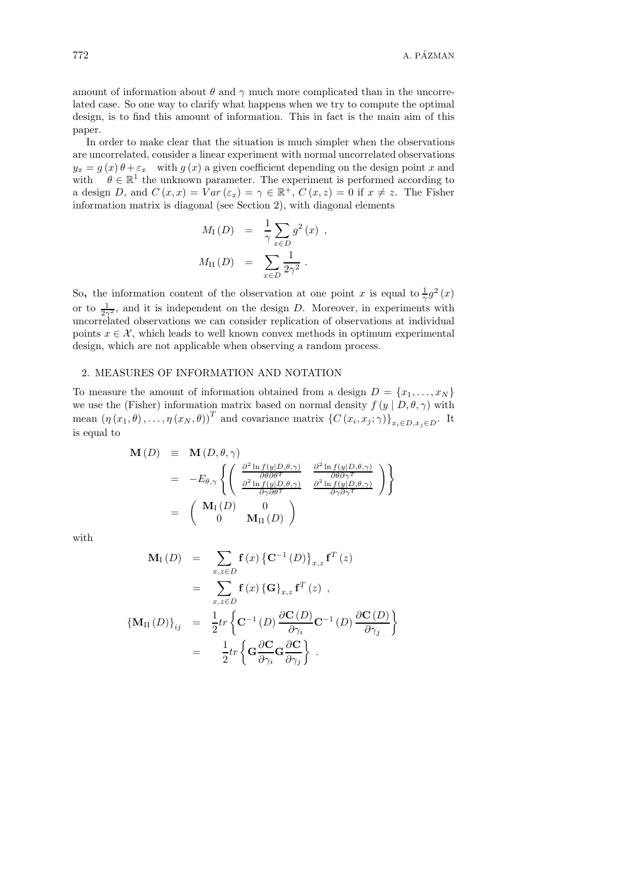amount of information about $\theta$ and $\gamma$ much more complicated than in the uncorrelated case. So one way to clarify what happens when we try to compute the optimal design, is to find this amount of information. This in fact is the main aim of this paper.

In order to make clear that the situation is much simpler when the observations are uncorrelated, consider a linear experiment with normal uncorrelated observations $y_x = g(x)\theta + \varepsilon_x$ with $g(x)$ a given coefficient depending on the design point $x$ and with $\theta \in \mathbb{R}^1$ the unknown parameter. The experiment is performed according to a design $D$, and $C(x,x) = Var(\varepsilon_x) = \gamma \in \mathbb{R}^+$, $C(x,z) = 0$ if $x \neq z$. The Fisher information matrix is diagonal (see Section 2), with diagonal elements

$$
\begin{aligned}
M_{\mathrm{I}}(D) &= \frac{1}{\gamma} \sum_{x \in D} g^2(x) \ , \\
M_{\mathrm{II}}(D) &= \sum_{x \in D} \frac{1}{2\gamma^2} \ .
\end{aligned}
$$

So, the information content of the observation at one point $x$ is equal to $\frac{1}{\gamma} g^2(x)$ or to $\frac{1}{2\gamma^2}$, and it is independent on the design $D$. Moreover, in experiments with uncorrelated observations we can consider replication of observations at individual points $x \in \mathcal{X}$, which leads to well known convex methods in optimum experimental design, which are not applicable when observing a random process.

## 2. MEASURES OF INFORMATION AND NOTATION

To measure the amount of information obtained from a design $D = \{x_1, \ldots, x_N\}$ we use the (Fisher) information matrix based on normal density $f(y \mid D, \theta, \gamma)$ with mean $(\eta(x_1, \theta), \ldots, \eta(x_N, \theta))^T$ and covariance matrix $\{C(x_i, x_j; \gamma)\}_{x_i \in D, x_j \in D}$. It is equal to

$$
\begin{aligned}
\mathbf{M}(D) &\equiv \mathbf{M}(D, \theta, \gamma) \\
&= -E_{\theta,\gamma} \left\{ \begin{pmatrix} \frac{\partial^2 \ln f(y|D,\theta,\gamma)}{\partial\theta\partial\theta^T} & \frac{\partial^2 \ln f(y|D,\theta,\gamma)}{\partial\theta\partial\gamma^T} \\ \frac{\partial^2 \ln f(y|D,\theta,\gamma)}{\partial\gamma\partial\theta^T} & \frac{\partial^2 \ln f(y|D,\theta,\gamma)}{\partial\gamma\partial\gamma^T} \end{pmatrix} \right\} \\
&= \begin{pmatrix} \mathbf{M}_{\mathrm{I}}(D) & 0 \\ 0 & \mathbf{M}_{\mathrm{II}}(D) \end{pmatrix}
\end{aligned}
$$

with

$$
\begin{aligned}
\mathbf{M}_{\mathrm{I}}(D) &= \sum_{x,z \in D} \mathbf{f}(x) \left\{ \mathbf{C}^{-1}(D) \right\}_{x,z} \mathbf{f}^T(z) \\
&= \sum_{x,z \in D} \mathbf{f}(x) \left\{ \mathbf{G} \right\}_{x,z} \mathbf{f}^T(z) \ , \\
\left\{ \mathbf{M}_{\mathrm{II}}(D) \right\}_{ij} &= \frac{1}{2} tr \left\{ \mathbf{C}^{-1}(D) \frac{\partial \mathbf{C}(D)}{\partial \gamma_i} \mathbf{C}^{-1}(D) \frac{\partial \mathbf{C}(D)}{\partial \gamma_j} \right\} \\
&= \frac{1}{2} tr \left\{ \mathbf{G} \frac{\partial \mathbf{C}}{\partial \gamma_i} \mathbf{G} \frac{\partial \mathbf{C}}{\partial \gamma_j} \right\} \ .
\end{aligned}
$$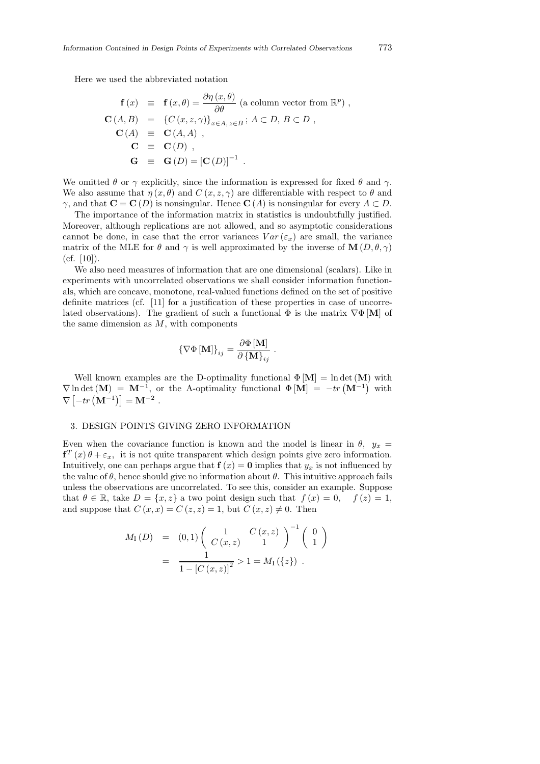Here we used the abbreviated notation

$$
\begin{aligned}
\mathbf{f}(x) &\equiv \mathbf{f}(x,\theta) = \frac{\partial \eta(x,\theta)}{\partial \theta} \text{ (a column vector from } \mathbb{R}^p) , \\
\mathbf{C}(A,B) &= \{C(x,z,\gamma)\}_{x\in A,\, z\in B} ;\ A \subset D,\ B \subset D , \\
\mathbf{C}(A) &\equiv \mathbf{C}(A,A) , \\
\mathbf{C} &\equiv \mathbf{C}(D) , \\
\mathbf{G} &\equiv \mathbf{G}(D) = [\mathbf{C}(D)]^{-1} .
\end{aligned}
$$

We omitted $\theta$ or $\gamma$ explicitly, since the information is expressed for fixed $\theta$ and $\gamma$. We also assume that $\eta(x,\theta)$ and $C(x,z,\gamma)$ are differentiable with respect to $\theta$ and $\gamma$, and that $\mathbf{C} = \mathbf{C}(D)$ is nonsingular. Hence $\mathbf{C}(A)$ is nonsingular for every $A \subset D$.

The importance of the information matrix in statistics is undoubtfully justified. Moreover, although replications are not allowed, and so asymptotic considerations cannot be done, in case that the error variances $Var(\varepsilon_x)$ are small, the variance matrix of the MLE for $\theta$ and $\gamma$ is well approximated by the inverse of $\mathbf{M}(D,\theta,\gamma)$ (cf. [10]).

We also need measures of information that are one dimensional (scalars). Like in experiments with uncorrelated observations we shall consider information functionals, which are concave, monotone, real-valued functions defined on the set of positive definite matrices (cf. [11] for a justification of these properties in case of uncorrelated observations). The gradient of such a functional $\Phi$ is the matrix $\nabla\Phi[\mathbf{M}]$ of the same dimension as $M$, with components

$$
\{\nabla\Phi[\mathbf{M}]\}_{ij} = \frac{\partial \Phi[\mathbf{M}]}{\partial \{\mathbf{M}\}_{ij}} .
$$

Well known examples are the D-optimality functional $\Phi[\mathbf{M}] = \ln\det(\mathbf{M})$ with $\nabla \ln\det(\mathbf{M}) = \mathbf{M}^{-1}$, or the A-optimality functional $\Phi[\mathbf{M}] = -tr\left(\mathbf{M}^{-1}\right)$ with $\nabla\left[-tr\left(\mathbf{M}^{-1}\right)\right] = \mathbf{M}^{-2}$ .

## 3. DESIGN POINTS GIVING ZERO INFORMATION

Even when the covariance function is known and the model is linear in $\theta$, $y_x = \mathbf{f}^T(x)\,\theta + \varepsilon_x$, it is not quite transparent which design points give zero information. Intuitively, one can perhaps argue that $\mathbf{f}(x) = \mathbf{0}$ implies that $y_x$ is not influenced by the value of $\theta$, hence should give no information about $\theta$. This intuitive approach fails unless the observations are uncorrelated. To see this, consider an example. Suppose that $\theta \in \mathbb{R}$, take $D = \{x,z\}$ a two point design such that $f(x) = 0$, $f(z) = 1$, and suppose that $C(x,x) = C(z,z) = 1$, but $C(x,z) \neq 0$. Then

$$
\begin{aligned}
M_{\mathrm{I}}(D) &= (0,1)\begin{pmatrix} 1 & C(x,z) \\ C(x,z) & 1 \end{pmatrix}^{-1}\begin{pmatrix} 0 \\ 1 \end{pmatrix} \\
&= \frac{1}{1-[C(x,z)]^2} > 1 = M_{\mathrm{I}}(\{z\}) .
\end{aligned}
$$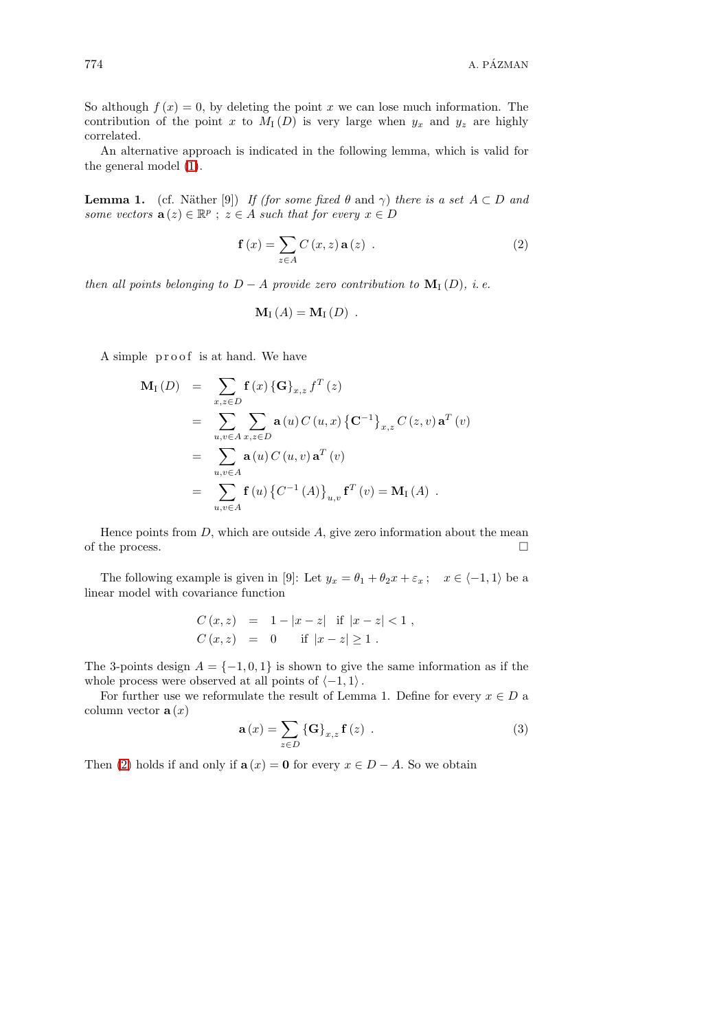So although $f(x) = 0$, by deleting the point $x$ we can lose much information. The contribution of the point $x$ to $M_{\text{I}}(D)$ is very large when $y_x$ and $y_z$ are highly correlated.

An alternative approach is indicated in the following lemma, which is valid for the general model (1).

**Lemma 1.** (cf. Näther [9]) *If (for some fixed $\theta$ and $\gamma$) there is a set $A \subset D$ and some vectors $\mathbf{a}(z) \in \mathbb{R}^p$ ; $z \in A$ such that for every $x \in D$*

$$\mathbf{f}(x) = \sum_{z \in A} C(x,z)\,\mathbf{a}(z) \ . \tag{2}$$

*then all points belonging to $D - A$ provide zero contribution to $\mathbf{M}_{\text{I}}(D)$, i. e.*

$$\mathbf{M}_{\text{I}}(A) = \mathbf{M}_{\text{I}}(D) \ .$$

A simple proof is at hand. We have

$$\begin{aligned}
\mathbf{M}_{\text{I}}(D) &= \sum_{x,z \in D} \mathbf{f}(x)\,\{\mathbf{G}\}_{x,z}\, f^T(z) \\
&= \sum_{u,v \in A} \sum_{x,z \in D} \mathbf{a}(u)\, C(u,x)\,\{\mathbf{C}^{-1}\}_{x,z}\, C(z,v)\,\mathbf{a}^T(v) \\
&= \sum_{u,v \in A} \mathbf{a}(u)\, C(u,v)\,\mathbf{a}^T(v) \\
&= \sum_{u,v \in A} \mathbf{f}(u)\,\{C^{-1}(A)\}_{u,v}\,\mathbf{f}^T(v) = \mathbf{M}_{\text{I}}(A) \ .
\end{aligned}$$

Hence points from $D$, which are outside $A$, give zero information about the mean of the process. □

The following example is given in [9]: Let $y_x = \theta_1 + \theta_2 x + \varepsilon_x$ ; $x \in \langle -1, 1\rangle$ be a linear model with covariance function

$$\begin{aligned}
C(x,z) &= 1 - |x - z| \quad \text{if } |x - z| < 1 \ , \\
C(x,z) &= 0 \qquad \text{if } |x - z| \geq 1 \ .
\end{aligned}$$

The 3-points design $A = \{-1, 0, 1\}$ is shown to give the same information as if the whole process were observed at all points of $\langle -1, 1\rangle$.

For further use we reformulate the result of Lemma 1. Define for every $x \in D$ a column vector $\mathbf{a}(x)$

$$\mathbf{a}(x) = \sum_{z \in D} \{\mathbf{G}\}_{x,z}\,\mathbf{f}(z) \ . \tag{3}$$

Then (2) holds if and only if $\mathbf{a}(x) = \mathbf{0}$ for every $x \in D - A$. So we obtain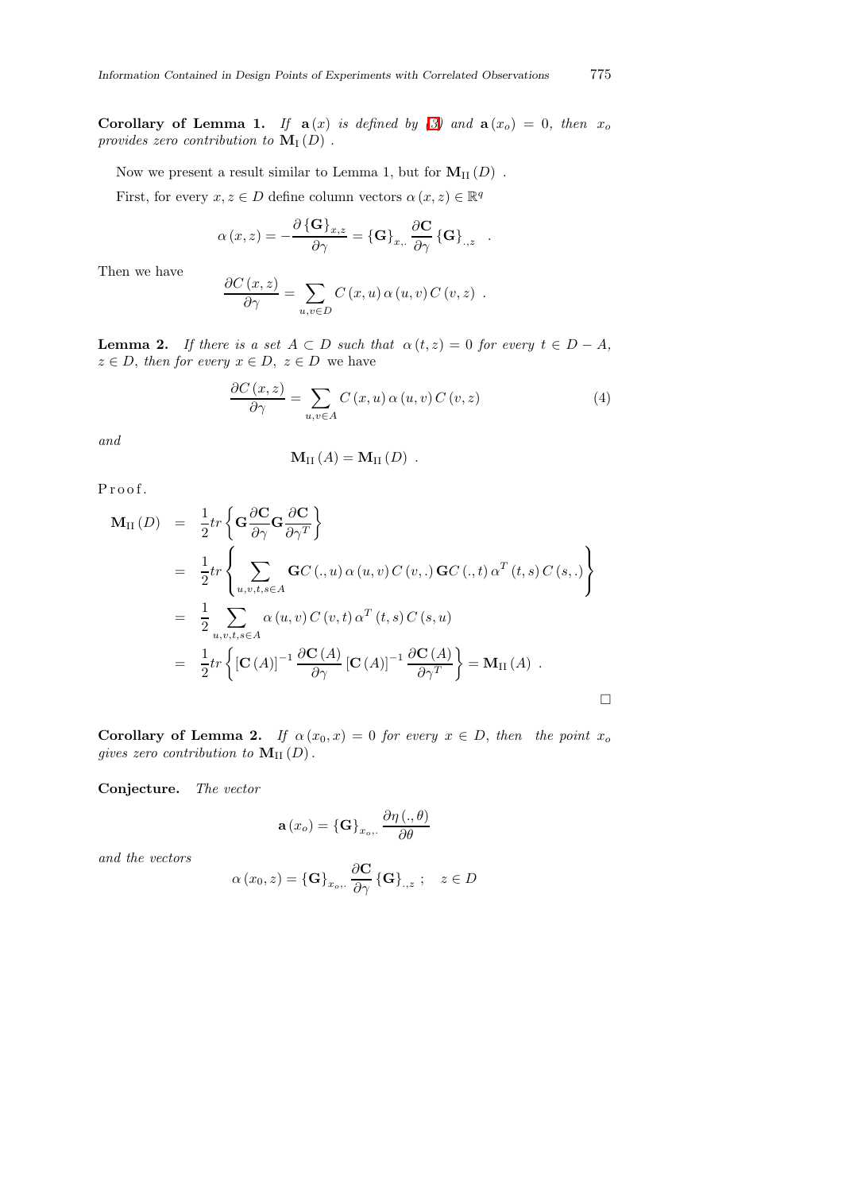**Corollary of Lemma 1.** *If* $\mathbf{a}(x)$ *is defined by (3) and* $\mathbf{a}(x_o) = 0$*, then* $x_o$ *provides zero contribution to* $\mathbf{M}_{\mathrm{I}}(D)$ *.*

Now we present a result similar to Lemma 1, but for $\mathbf{M}_{\mathrm{II}}(D)$ .

First, for every $x, z \in D$ define column vectors $\alpha(x,z) \in \mathbb{R}^q$

$$\alpha(x,z) = -\frac{\partial \{\mathbf{G}\}_{x,z}}{\partial \gamma} = \{\mathbf{G}\}_{x,.} \frac{\partial \mathbf{C}}{\partial \gamma} \{\mathbf{G}\}_{.,z} \quad .$$

Then we have

$$\frac{\partial C(x,z)}{\partial \gamma} = \sum_{u,v \in D} C(x,u)\, \alpha(u,v)\, C(v,z) \ .$$

**Lemma 2.** *If there is a set* $A \subset D$ *such that* $\alpha(t,z) = 0$ *for every* $t \in D - A$*,* $z \in D$*, then for every* $x \in D$*,* $z \in D$ *we have*

$$\frac{\partial C(x,z)}{\partial \gamma} = \sum_{u,v \in A} C(x,u)\, \alpha(u,v)\, C(v,z) \tag{4}$$

*and*

$$\mathbf{M}_{\mathrm{II}}(A) = \mathbf{M}_{\mathrm{II}}(D) \ .$$

Proof.

$$\begin{aligned}
\mathbf{M}_{\mathrm{II}}(D) &= \frac{1}{2} tr \left\{ \mathbf{G} \frac{\partial \mathbf{C}}{\partial \gamma} \mathbf{G} \frac{\partial \mathbf{C}}{\partial \gamma^T} \right\} \\
&= \frac{1}{2} tr \left\{ \sum_{u,v,t,s \in A} \mathbf{G} C(.,u)\, \alpha(u,v)\, C(v,.)\, \mathbf{G} C(.,t)\, \alpha^T(t,s)\, C(s,.) \right\} \\
&= \frac{1}{2} \sum_{u,v,t,s \in A} \alpha(u,v)\, C(v,t)\, \alpha^T(t,s)\, C(s,u) \\
&= \frac{1}{2} tr \left\{ [\mathbf{C}(A)]^{-1} \frac{\partial \mathbf{C}(A)}{\partial \gamma} [\mathbf{C}(A)]^{-1} \frac{\partial \mathbf{C}(A)}{\partial \gamma^T} \right\} = \mathbf{M}_{\mathrm{II}}(A) \ .
\end{aligned}$$

□

**Corollary of Lemma 2.** *If* $\alpha(x_0, x) = 0$ *for every* $x \in D$*, then the point* $x_o$ *gives zero contribution to* $\mathbf{M}_{\mathrm{II}}(D)$*.*

**Conjecture.** *The vector*

$$\mathbf{a}(x_o) = \{\mathbf{G}\}_{x_o,.} \frac{\partial \eta(.,\theta)}{\partial \theta}$$

*and the vectors*

$$\alpha(x_0, z) = \{\mathbf{G}\}_{x_o,.} \frac{\partial \mathbf{C}}{\partial \gamma} \{\mathbf{G}\}_{.,z} \ ; \quad z \in D$$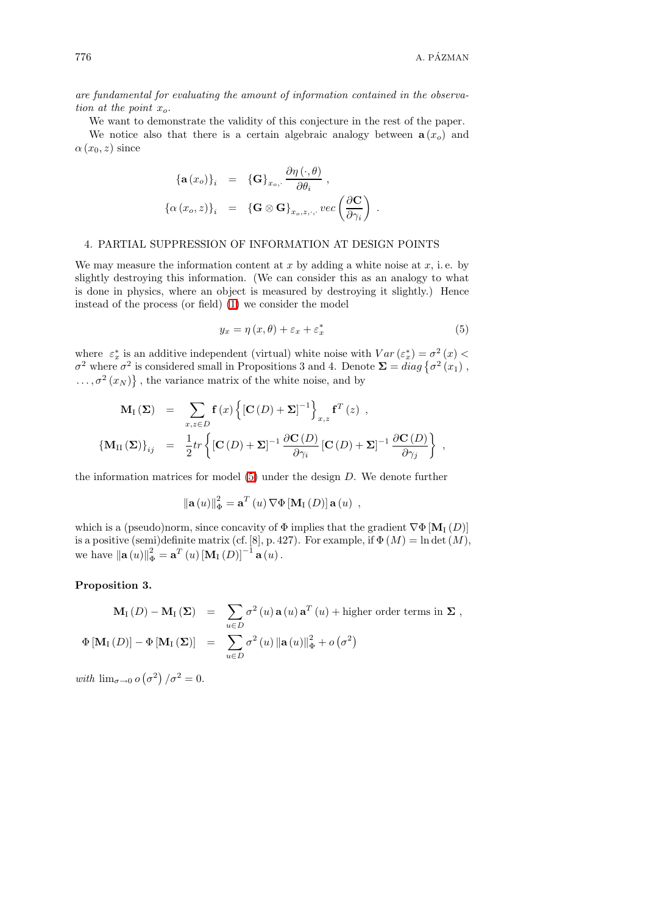*are fundamental for evaluating the amount of information contained in the observation at the point $x_o$.*

We want to demonstrate the validity of this conjecture in the rest of the paper.

We notice also that there is a certain algebraic analogy between $\mathbf{a}(x_o)$ and $\alpha(x_0, z)$ since

$$
\begin{aligned}
\{\mathbf{a}(x_o)\}_i &= \{\mathbf{G}\}_{x_o,\cdot} \frac{\partial \eta(\cdot, \theta)}{\partial \theta_i} , \\
\{\alpha(x_o, z)\}_i &= \{\mathbf{G} \otimes \mathbf{G}\}_{x_o, z, \cdot, \cdot} \, vec\left(\frac{\partial \mathbf{C}}{\partial \gamma_i}\right) .
\end{aligned}
$$

## 4. PARTIAL SUPPRESSION OF INFORMATION AT DESIGN POINTS

We may measure the information content at $x$ by adding a white noise at $x$, i. e. by slightly destroying this information. (We can consider this as an analogy to what is done in physics, where an object is measured by destroying it slightly.) Hence instead of the process (or field) (1) we consider the model

$$
y_x = \eta(x, \theta) + \varepsilon_x + \varepsilon_x^* \tag{5}
$$

where $\varepsilon_x^*$ is an additive independent (virtual) white noise with $Var(\varepsilon_x^*) = \sigma^2(x) < \sigma^2$ where $\sigma^2$ is considered small in Propositions 3 and 4. Denote $\mathbf{\Sigma} = diag\left\{\sigma^2(x_1), \ldots, \sigma^2(x_N)\right\}$, the variance matrix of the white noise, and by

$$
\begin{aligned}
\mathbf{M}_{\mathrm{I}}(\mathbf{\Sigma}) &= \sum_{x,z \in D} \mathbf{f}(x) \left\{ [\mathbf{C}(D) + \mathbf{\Sigma}]^{-1} \right\}_{x,z} \mathbf{f}^T(z) , \\
\{\mathbf{M}_{\mathrm{II}}(\mathbf{\Sigma})\}_{ij} &= \frac{1}{2} tr \left\{ [\mathbf{C}(D) + \mathbf{\Sigma}]^{-1} \frac{\partial \mathbf{C}(D)}{\partial \gamma_i} [\mathbf{C}(D) + \mathbf{\Sigma}]^{-1} \frac{\partial \mathbf{C}(D)}{\partial \gamma_j} \right\} ,
\end{aligned}
$$

the information matrices for model (5) under the design $D$. We denote further

$$
\|\mathbf{a}(u)\|_\Phi^2 = \mathbf{a}^T(u) \nabla \Phi [\mathbf{M}_{\mathrm{I}}(D)] \, \mathbf{a}(u) ,
$$

which is a (pseudo)norm, since concavity of $\Phi$ implies that the gradient $\nabla \Phi [\mathbf{M}_{\mathrm{I}}(D)]$ is a positive (semi)definite matrix (cf. [8], p. 427). For example, if $\Phi(M) = \ln \det(M)$, we have $\|\mathbf{a}(u)\|_\Phi^2 = \mathbf{a}^T(u) [\mathbf{M}_{\mathrm{I}}(D)]^{-1} \mathbf{a}(u)$.

**Proposition 3.**

$$
\begin{aligned}
\mathbf{M}_{\mathrm{I}}(D) - \mathbf{M}_{\mathrm{I}}(\mathbf{\Sigma}) &= \sum_{u \in D} \sigma^2(u) \, \mathbf{a}(u) \, \mathbf{a}^T(u) + \text{higher order terms in } \mathbf{\Sigma} , \\
\Phi[\mathbf{M}_{\mathrm{I}}(D)] - \Phi[\mathbf{M}_{\mathrm{I}}(\mathbf{\Sigma})] &= \sum_{u \in D} \sigma^2(u) \, \|\mathbf{a}(u)\|_\Phi^2 + o\left(\sigma^2\right)
\end{aligned}
$$

*with* $\lim_{\sigma \to 0} o\left(\sigma^2\right) / \sigma^2 = 0$.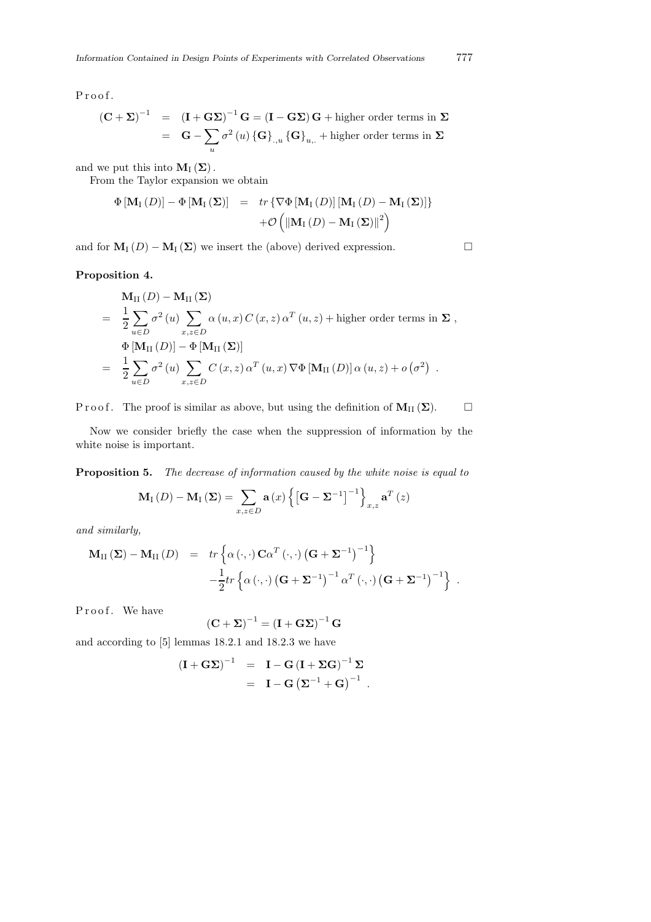P r o o f.

$$
\begin{aligned}
(\mathbf{C}+\boldsymbol{\Sigma})^{-1} &= (\mathbf{I}+\mathbf{G}\boldsymbol{\Sigma})^{-1}\mathbf{G} = (\mathbf{I}-\mathbf{G}\boldsymbol{\Sigma})\mathbf{G} + \text{higher order terms in } \boldsymbol{\Sigma} \\
&= \mathbf{G} - \sum_{u} \sigma^2(u)\{\mathbf{G}\}_{\cdot,u}\{\mathbf{G}\}_{u,\cdot} + \text{higher order terms in } \boldsymbol{\Sigma}
\end{aligned}
$$

and we put this into $\mathbf{M}_{\mathrm{I}}(\boldsymbol{\Sigma})$.

From the Taylor expansion we obtain

$$
\begin{aligned}
\Phi[\mathbf{M}_{\mathrm{I}}(D)] - \Phi[\mathbf{M}_{\mathrm{I}}(\boldsymbol{\Sigma})] &= tr\{\nabla\Phi[\mathbf{M}_{\mathrm{I}}(D)][\mathbf{M}_{\mathrm{I}}(D) - \mathbf{M}_{\mathrm{I}}(\boldsymbol{\Sigma})]\} \\
&\quad + \mathcal{O}\left(\|\mathbf{M}_{\mathrm{I}}(D) - \mathbf{M}_{\mathrm{I}}(\boldsymbol{\Sigma})\|^2\right)
\end{aligned}
$$

and for $\mathbf{M}_{\mathrm{I}}(D) - \mathbf{M}_{\mathrm{I}}(\boldsymbol{\Sigma})$ we insert the (above) derived expression. □

**Proposition 4.**

$$
\begin{aligned}
& \mathbf{M}_{\mathrm{II}}(D) - \mathbf{M}_{\mathrm{II}}(\boldsymbol{\Sigma}) \\
= \; & \frac{1}{2}\sum_{u\in D}\sigma^2(u)\sum_{x,z\in D}\alpha(u,x)\,C(x,z)\,\alpha^T(u,z) + \text{higher order terms in } \boldsymbol{\Sigma}\,, \\
& \Phi[\mathbf{M}_{\mathrm{II}}(D)] - \Phi[\mathbf{M}_{\mathrm{II}}(\boldsymbol{\Sigma})] \\
= \; & \frac{1}{2}\sum_{u\in D}\sigma^2(u)\sum_{x,z\in D}C(x,z)\,\alpha^T(u,x)\,\nabla\Phi[\mathbf{M}_{\mathrm{II}}(D)]\,\alpha(u,z) + o\left(\sigma^2\right)\,.
\end{aligned}
$$

P r o o f. The proof is similar as above, but using the definition of $\mathbf{M}_{\mathrm{II}}(\boldsymbol{\Sigma})$. □

Now we consider briefly the case when the suppression of information by the white noise is important.

**Proposition 5.** *The decrease of information caused by the white noise is equal to*

$$
\mathbf{M}_{\mathrm{I}}(D) - \mathbf{M}_{\mathrm{I}}(\boldsymbol{\Sigma}) = \sum_{x,z\in D}\mathbf{a}(x)\left\{\left[\mathbf{G} - \boldsymbol{\Sigma}^{-1}\right]^{-1}\right\}_{x,z}\mathbf{a}^T(z)
$$

*and similarly,*

$$
\begin{aligned}
\mathbf{M}_{\mathrm{II}}(\boldsymbol{\Sigma}) - \mathbf{M}_{\mathrm{II}}(D) &= tr\left\{\alpha(\cdot,\cdot)\,\mathbf{C}\alpha^T(\cdot,\cdot)\left(\mathbf{G}+\boldsymbol{\Sigma}^{-1}\right)^{-1}\right\} \\
&\quad - \frac{1}{2}tr\left\{\alpha(\cdot,\cdot)\left(\mathbf{G}+\boldsymbol{\Sigma}^{-1}\right)^{-1}\alpha^T(\cdot,\cdot)\left(\mathbf{G}+\boldsymbol{\Sigma}^{-1}\right)^{-1}\right\}\,.
\end{aligned}
$$

P r o o f. We have

$$
(\mathbf{C}+\boldsymbol{\Sigma})^{-1} = (\mathbf{I}+\mathbf{G}\boldsymbol{\Sigma})^{-1}\mathbf{G}
$$

and according to [5] lemmas 18.2.1 and 18.2.3 we have

$$
\begin{aligned}
(\mathbf{I}+\mathbf{G}\boldsymbol{\Sigma})^{-1} &= \mathbf{I} - \mathbf{G}(\mathbf{I}+\boldsymbol{\Sigma}\mathbf{G})^{-1}\boldsymbol{\Sigma} \\
&= \mathbf{I} - \mathbf{G}\left(\boldsymbol{\Sigma}^{-1}+\mathbf{G}\right)^{-1}\,.
\end{aligned}
$$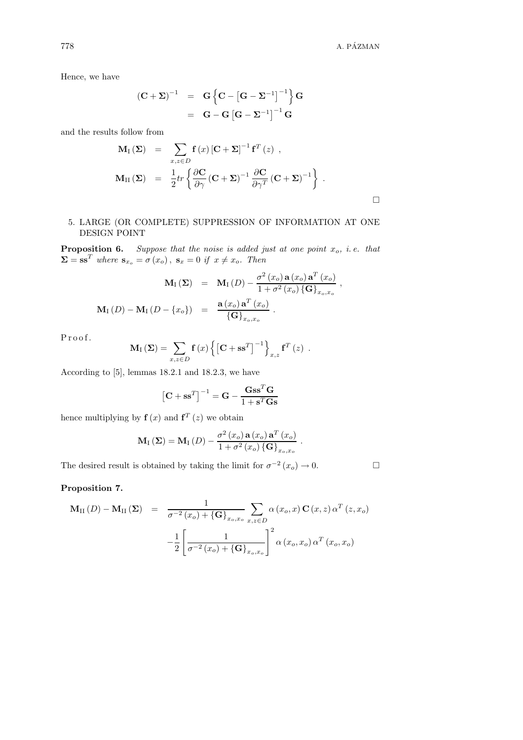Hence, we have

$$
\begin{aligned}
(\mathbf{C}+\boldsymbol{\Sigma})^{-1} &= \mathbf{G}\left\{\mathbf{C}-\left[\mathbf{G}-\boldsymbol{\Sigma}^{-1}\right]^{-1}\right\}\mathbf{G} \\
&= \mathbf{G}-\mathbf{G}\left[\mathbf{G}-\boldsymbol{\Sigma}^{-1}\right]^{-1}\mathbf{G}
\end{aligned}
$$

and the results follow from

$$
\begin{aligned}
\mathbf{M}_{\mathrm{I}}(\boldsymbol{\Sigma}) &= \sum_{x,z\in D}\mathbf{f}(x)\left[\mathbf{C}+\boldsymbol{\Sigma}\right]^{-1}\mathbf{f}^{T}(z)\ , \\
\mathbf{M}_{\mathrm{II}}(\boldsymbol{\Sigma}) &= \frac{1}{2}tr\left\{\frac{\partial\mathbf{C}}{\partial\gamma}(\mathbf{C}+\boldsymbol{\Sigma})^{-1}\frac{\partial\mathbf{C}}{\partial\gamma^{T}}(\mathbf{C}+\boldsymbol{\Sigma})^{-1}\right\}\ .
\end{aligned}
$$

□

## 5. LARGE (OR COMPLETE) SUPPRESSION OF INFORMATION AT ONE DESIGN POINT

**Proposition 6.** *Suppose that the noise is added just at one point $x_o$, i.e. that $\boldsymbol{\Sigma}=\mathbf{s}\mathbf{s}^{T}$ where $\mathbf{s}_{x_o}=\sigma(x_o)$, $\mathbf{s}_{x}=0$ if $x\neq x_o$. Then*

$$
\begin{aligned}
\mathbf{M}_{\mathrm{I}}(\boldsymbol{\Sigma}) &= \mathbf{M}_{\mathrm{I}}(D)-\frac{\sigma^{2}(x_o)\,\mathbf{a}(x_o)\,\mathbf{a}^{T}(x_o)}{1+\sigma^{2}(x_o)\{\mathbf{G}\}_{x_o,x_o}}\ , \\
\mathbf{M}_{\mathrm{I}}(D)-\mathbf{M}_{\mathrm{I}}(D-\{x_o\}) &= \frac{\mathbf{a}(x_o)\,\mathbf{a}^{T}(x_o)}{\{\mathbf{G}\}_{x_o,x_o}}\ .
\end{aligned}
$$

Proof.

$$
\mathbf{M}_{\mathrm{I}}(\boldsymbol{\Sigma})=\sum_{x,z\in D}\mathbf{f}(x)\left\{\left[\mathbf{C}+\mathbf{s}\mathbf{s}^{T}\right]^{-1}\right\}_{x,z}\mathbf{f}^{T}(z)\ .
$$

According to [5], lemmas 18.2.1 and 18.2.3, we have

$$
\left[\mathbf{C}+\mathbf{s}\mathbf{s}^{T}\right]^{-1}=\mathbf{G}-\frac{\mathbf{G}\mathbf{s}\mathbf{s}^{T}\mathbf{G}}{1+\mathbf{s}^{T}\mathbf{G}\mathbf{s}}
$$

hence multiplying by $\mathbf{f}(x)$ and $\mathbf{f}^{T}(z)$ we obtain

$$
\mathbf{M}_{\mathrm{I}}(\boldsymbol{\Sigma})=\mathbf{M}_{\mathrm{I}}(D)-\frac{\sigma^{2}(x_o)\,\mathbf{a}(x_o)\,\mathbf{a}^{T}(x_o)}{1+\sigma^{2}(x_o)\{\mathbf{G}\}_{x_o,x_o}}\ .
$$

The desired result is obtained by taking the limit for $\sigma^{-2}(x_o)\to 0$. □

**Proposition 7.**

$$
\begin{aligned}
\mathbf{M}_{\mathrm{II}}(D)-\mathbf{M}_{\mathrm{II}}(\boldsymbol{\Sigma}) &= \frac{1}{\sigma^{-2}(x_o)+\{\mathbf{G}\}_{x_o,x_o}}\sum_{x,z\in D}\alpha(x_o,x)\,\mathbf{C}(x,z)\,\alpha^{T}(z,x_o) \\
&\quad -\frac{1}{2}\left[\frac{1}{\sigma^{-2}(x_o)+\{\mathbf{G}\}_{x_o,x_o}}\right]^{2}\alpha(x_o,x_o)\,\alpha^{T}(x_o,x_o)
\end{aligned}
$$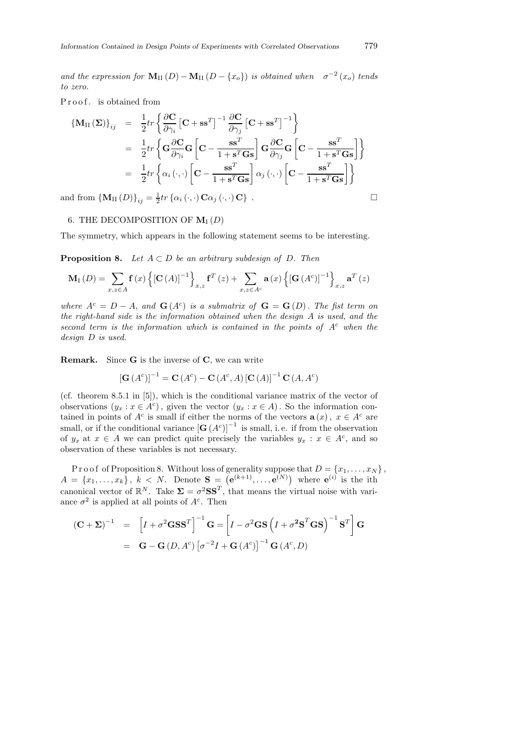*and the expression for* $\mathbf{M}_{\rm II}(D) - \mathbf{M}_{\rm II}(D - \{x_o\})$ *is obtained when* $\sigma^{-2}(x_o)$ *tends to zero.*

Proof. is obtained from

$$
\begin{aligned}
\{\mathbf{M}_{\rm II}(\mathbf{\Sigma})\}_{ij} &= \frac{1}{2} tr \left\{ \frac{\partial \mathbf{C}}{\partial \gamma_i} \left[\mathbf{C} + \mathbf{s}\mathbf{s}^T\right]^{-1} \frac{\partial \mathbf{C}}{\partial \gamma_j} \left[\mathbf{C} + \mathbf{s}\mathbf{s}^T\right]^{-1} \right\} \\
&= \frac{1}{2} tr \left\{ \mathbf{G} \frac{\partial \mathbf{C}}{\partial \gamma_i} \mathbf{G} \left[\mathbf{C} - \frac{\mathbf{s}\mathbf{s}^T}{1 + \mathbf{s}^T \mathbf{G} \mathbf{s}}\right] \mathbf{G} \frac{\partial \mathbf{C}}{\partial \gamma_j} \mathbf{G} \left[\mathbf{C} - \frac{\mathbf{s}\mathbf{s}^T}{1 + \mathbf{s}^T \mathbf{G} \mathbf{s}}\right] \right\} \\
&= \frac{1}{2} tr \left\{ \alpha_i(\cdot,\cdot) \left[\mathbf{C} - \frac{\mathbf{s}\mathbf{s}^T}{1 + \mathbf{s}^T \mathbf{G} \mathbf{s}}\right] \alpha_j(\cdot,\cdot) \left[\mathbf{C} - \frac{\mathbf{s}\mathbf{s}^T}{1 + \mathbf{s}^T \mathbf{G} \mathbf{s}}\right] \right\}
\end{aligned}
$$

and from $\{\mathbf{M}_{\rm II}(D)\}_{ij} = \frac{1}{2} tr \{\alpha_i(\cdot,\cdot)\, \mathbf{C} \alpha_j(\cdot,\cdot)\, \mathbf{C}\}$ . □

## 6. THE DECOMPOSITION OF $\mathbf{M}_{\rm I}(D)$

The symmetry, which appears in the following statement seems to be interesting.

**Proposition 8.** *Let* $A \subset D$ *be an arbitrary subdesign of* $D$*. Then*

$$
\mathbf{M}_{\rm I}(D) = \sum_{x,z \in A} \mathbf{f}(x) \left\{ [\mathbf{C}(A)]^{-1} \right\}_{x,z} \mathbf{f}^T(z) + \sum_{x,z \in A^c} \mathbf{a}(x) \left\{ [\mathbf{G}(A^c)]^{-1} \right\}_{x,z} \mathbf{a}^T(z)
$$

*where* $A^c = D - A$*, and* $\mathbf{G}(A^c)$ *is a submatrix of* $\mathbf{G} = \mathbf{G}(D)$*. The fist term on the right-hand side is the information obtained when the design* $A$ *is used, and the second term is the information which is contained in the points of* $A^c$ *when the design* $D$ *is used.*

**Remark.** Since $\mathbf{G}$ is the inverse of $\mathbf{C}$, we can write

$$
[\mathbf{G}(A^c)]^{-1} = \mathbf{C}(A^c) - \mathbf{C}(A^c, A) [\mathbf{C}(A)]^{-1} \mathbf{C}(A, A^c)
$$

(cf. theorem 8.5.1 in [5]), which is the conditional variance matrix of the vector of observations $(y_x : x \in A^c)$, given the vector $(y_x : x \in A)$. So the information contained in points of $A^c$ is small if either the norms of the vectors $\mathbf{a}(x)$, $x \in A^c$ are small, or if the conditional variance $[\mathbf{G}(A^c)]^{-1}$ is small, i. e. if from the observation of $y_x$ at $x \in A$ we can predict quite precisely the variables $y_x : x \in A^c$, and so observation of these variables is not necessary.

Proof of Proposition 8. Without loss of generality suppose that $D = \{x_1, \ldots, x_N\}$, $A = \{x_1, \ldots, x_k\}$, $k < N$. Denote $\mathbf{S} = \left(\mathbf{e}^{(k+1)}, \ldots, \mathbf{e}^{(N)}\right)$ where $\mathbf{e}^{(i)}$ is the ith canonical vector of $\mathbb{R}^N$. Take $\mathbf{\Sigma} = \sigma^2 \mathbf{S}\mathbf{S}^T$, that means the virtual noise with variance $\sigma^2$ is applied at all points of $A^c$. Then

$$
\begin{aligned}
(\mathbf{C} + \mathbf{\Sigma})^{-1} &= \left[I + \sigma^2 \mathbf{G}\mathbf{S}\mathbf{S}^T\right]^{-1} \mathbf{G} = \left[I - \sigma^2 \mathbf{G}\mathbf{S} \left(I + \sigma^{\mathbf{2}} \mathbf{S}^T \mathbf{G}\mathbf{S}\right)^{-1} \mathbf{S}^T\right] \mathbf{G} \\
&= \mathbf{G} - \mathbf{G}(D, A^c) \left[\sigma^{-2} I + \mathbf{G}(A^c)\right]^{-1} \mathbf{G}(A^c, D)
\end{aligned}
$$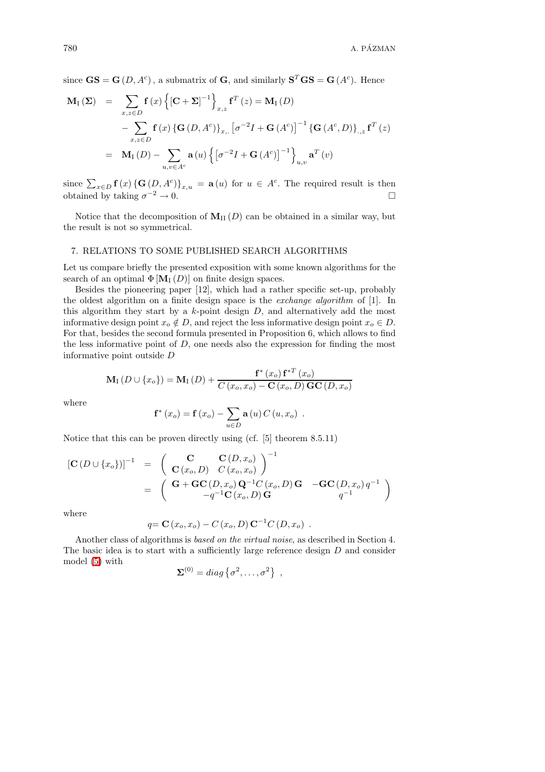since $\mathbf{GS} = \mathbf{G}(D, A^c)$, a submatrix of $\mathbf{G}$, and similarly $\mathbf{S}^T\mathbf{GS} = \mathbf{G}(A^c)$. Hence

$$
\begin{aligned}
\mathbf{M}_{\mathrm{I}}(\boldsymbol{\Sigma}) &= \sum_{x,z\in D} \mathbf{f}(x)\left\{[\mathbf{C}+\boldsymbol{\Sigma}]^{-1}\right\}_{x,z} \mathbf{f}^T(z) = \mathbf{M}_{\mathrm{I}}(D) \\
&\quad - \sum_{x,z\in D} \mathbf{f}(x)\left\{\mathbf{G}(D,A^c)\right\}_{x,.}\left[\sigma^{-2}I + \mathbf{G}(A^c)\right]^{-1}\left\{\mathbf{G}(A^c,D)\right\}_{.,z}\mathbf{f}^T(z) \\
&= \mathbf{M}_{\mathrm{I}}(D) - \sum_{u,v\in A^c} \mathbf{a}(u)\left\{\left[\sigma^{-2}I + \mathbf{G}(A^c)\right]^{-1}\right\}_{u,v}\mathbf{a}^T(v)
\end{aligned}
$$

since $\sum_{x\in D}\mathbf{f}(x)\left\{\mathbf{G}(D,A^c)\right\}_{x,u} = \mathbf{a}(u)$ for $u \in A^c$. The required result is then obtained by taking $\sigma^{-2} \to 0$. □

Notice that the decomposition of $\mathbf{M}_{\mathrm{II}}(D)$ can be obtained in a similar way, but the result is not so symmetrical.

## 7. RELATIONS TO SOME PUBLISHED SEARCH ALGORITHMS

Let us compare briefly the presented exposition with some known algorithms for the search of an optimal $\Phi[\mathbf{M}_{\mathrm{I}}(D)]$ on finite design spaces.

Besides the pioneering paper [12], which had a rather specific set-up, probably the oldest algorithm on a finite design space is the *exchange algorithm* of [1]. In this algorithm they start by a $k$-point design $D$, and alternatively add the most informative design point $x_o \notin D$, and reject the less informative design point $x_o \in D$. For that, besides the second formula presented in Proposition 6, which allows to find the less informative point of $D$, one needs also the expression for finding the most informative point outside $D$

$$
\mathbf{M}_{\mathrm{I}}(D \cup \{x_o\}) = \mathbf{M}_{\mathrm{I}}(D) + \frac{\mathbf{f}^*(x_o)\,\mathbf{f}^{*T}(x_o)}{C(x_o,x_o) - \mathbf{C}(x_o,D)\,\mathbf{GC}(D,x_o)}
$$

where

$$
\mathbf{f}^*(x_o) = \mathbf{f}(x_o) - \sum_{u\in D}\mathbf{a}(u)\,C(u,x_o)\ .
$$

Notice that this can be proven directly using (cf. [5] theorem 8.5.11)

$$
\begin{aligned}
\left[\mathbf{C}(D\cup\{x_o\})\right]^{-1} &= \begin{pmatrix} \mathbf{C} & \mathbf{C}(D,x_o) \\ \mathbf{C}(x_o,D) & C(x_o,x_o) \end{pmatrix}^{-1} \\
&= \begin{pmatrix} \mathbf{G} + \mathbf{GC}(D,x_o)\,\mathbf{Q}^{-1}C(x_o,D)\,\mathbf{G} & -\mathbf{GC}(D,x_o)\,q^{-1} \\ -q^{-1}\mathbf{C}(x_o,D)\,\mathbf{G} & q^{-1} \end{pmatrix}
\end{aligned}
$$

where

$$
q = \mathbf{C}(x_o,x_o) - C(x_o,D)\,\mathbf{C}^{-1}C(D,x_o)\ .
$$

Another class of algorithms is *based on the virtual noise*, as described in Section 4. The basic idea is to start with a sufficiently large reference design $D$ and consider model (5) with

$$
\boldsymbol{\Sigma}^{(0)} = diag\left\{\sigma^2,\ldots,\sigma^2\right\}\ ,
$$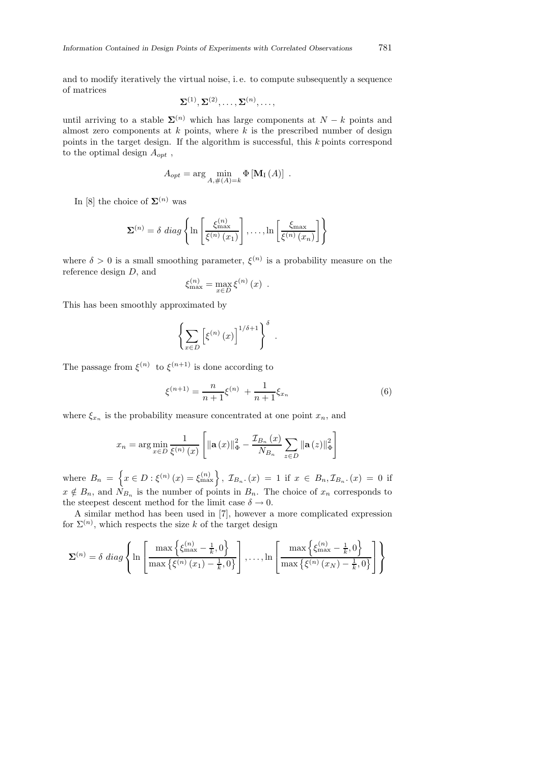and to modify iteratively the virtual noise, i. e. to compute subsequently a sequence of matrices

$$\mathbf{\Sigma}^{(1)}, \mathbf{\Sigma}^{(2)}, \ldots, \mathbf{\Sigma}^{(n)}, \ldots,$$

until arriving to a stable $\mathbf{\Sigma}^{(n)}$ which has large components at $N-k$ points and almost zero components at $k$ points, where $k$ is the prescribed number of design points in the target design. If the algorithm is successful, this $k$ points correspond to the optimal design $A_{opt}$ ,

$$A_{opt} = \arg \min_{A, \#(A)=k} \Phi\left[\mathbf{M}_{\mathrm{I}}(A)\right] .$$

In [8] the choice of $\mathbf{\Sigma}^{(n)}$ was

$$\mathbf{\Sigma}^{(n)} = \delta \ diag \left\{ \ln\left[\frac{\xi_{\max}^{(n)}}{\xi^{(n)}(x_1)}\right], \ldots, \ln\left[\frac{\xi_{\max}}{\xi^{(n)}(x_n)}\right] \right\}$$

where $\delta > 0$ is a small smoothing parameter, $\xi^{(n)}$ is a probability measure on the reference design $D$, and

$$\xi_{\max}^{(n)} = \max_{x \in D} \xi^{(n)}(x) .$$

This has been smoothly approximated by

$$\left\{ \sum_{x \in D} \left[\xi^{(n)}(x)\right]^{1/\delta+1} \right\}^{\delta} .$$

The passage from $\xi^{(n)}$ to $\xi^{(n+1)}$ is done according to

$$\xi^{(n+1)} = \frac{n}{n+1}\xi^{(n)} + \frac{1}{n+1}\xi_{x_n} \tag{6}$$

where $\xi_{x_n}$ is the probability measure concentrated at one point $x_n$, and

$$x_n = \arg\min_{x \in D} \frac{1}{\xi^{(n)}(x)} \left[ \|\mathbf{a}(x)\|_{\Phi}^2 - \frac{\mathcal{I}_{B_n}(x)}{N_{B_n}} \sum_{z \in D} \|\mathbf{a}(z)\|_{\Phi}^2 \right]$$

where $B_n = \left\{ x \in D : \xi^{(n)}(x) = \xi_{\max}^{(n)} \right\}$, $\mathcal{I}_{B_n}.(x) = 1$ if $x \in B_n, \mathcal{I}_{B_n}.(x) = 0$ if $x \notin B_n$, and $N_{B_n}$ is the number of points in $B_n$. The choice of $x_n$ corresponds to the steepest descent method for the limit case $\delta \to 0$.

A similar method has been used in [7], however a more complicated expression for $\Sigma^{(n)}$, which respects the size $k$ of the target design

$$\mathbf{\Sigma}^{(n)} = \delta \ diag \left\{ \ln\left[\frac{\max\left\{\xi_{\max}^{(n)} - \frac{1}{k}, 0\right\}}{\max\left\{\xi^{(n)}(x_1) - \frac{1}{k}, 0\right\}}\right], \ldots, \ln\left[\frac{\max\left\{\xi_{\max}^{(n)} - \frac{1}{k}, 0\right\}}{\max\left\{\xi^{(n)}(x_N) - \frac{1}{k}, 0\right\}}\right] \right\}$$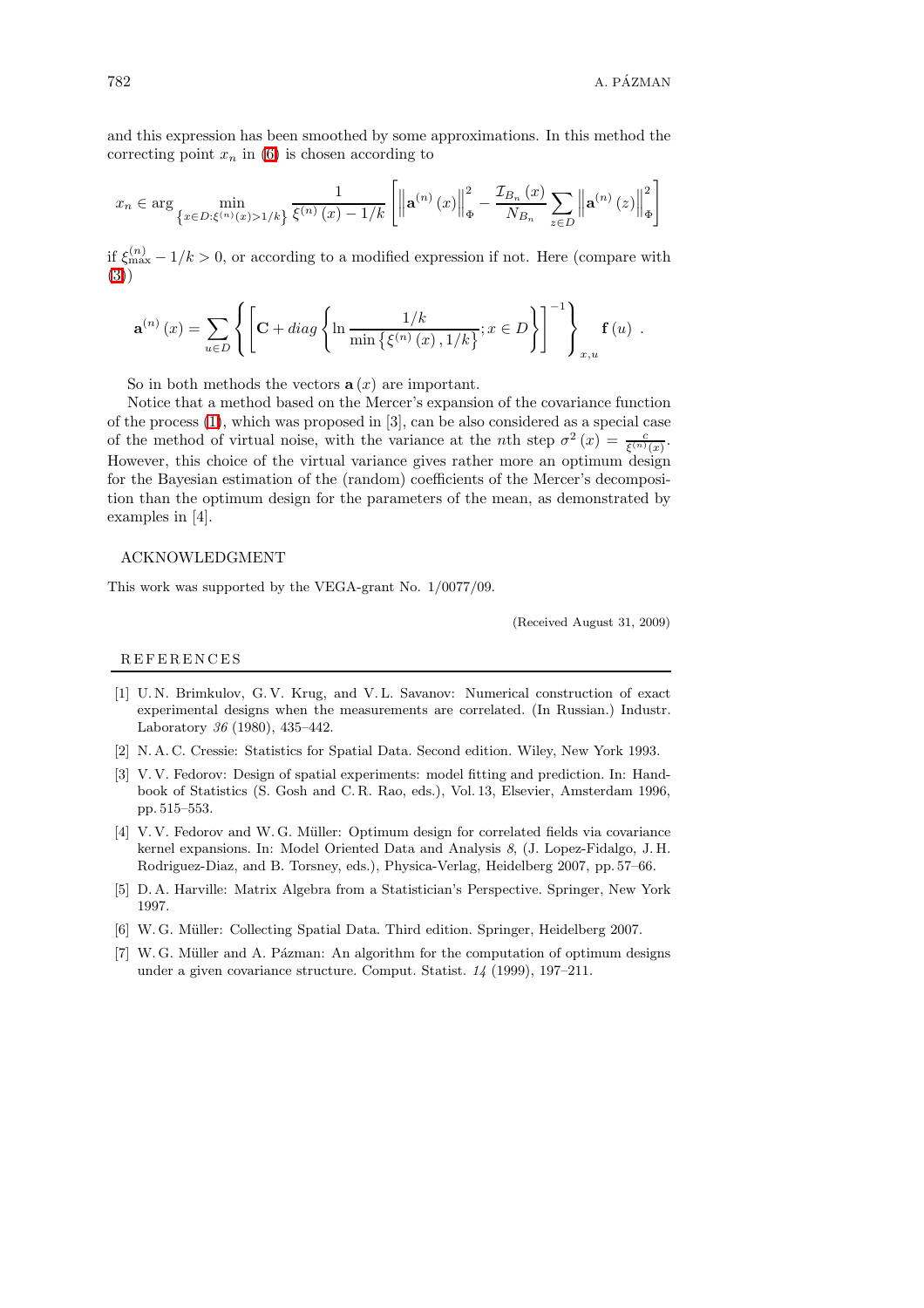and this expression has been smoothed by some approximations. In this method the correcting point $x_n$ in (6) is chosen according to

$$x_n \in \arg \min_{\left\{x \in D : \xi^{(n)}(x) > 1/k\right\}} \frac{1}{\xi^{(n)}(x) - 1/k} \left[ \left\| \mathbf{a}^{(n)}(x) \right\|_{\Phi}^{2} - \frac{\mathcal{I}_{B_n}(x)}{N_{B_n}} \sum_{z \in D} \left\| \mathbf{a}^{(n)}(z) \right\|_{\Phi}^{2} \right]$$

if $\xi_{\max}^{(n)} - 1/k > 0$, or according to a modified expression if not. Here (compare with (3))

$$\mathbf{a}^{(n)}(x) = \sum_{u \in D} \left\{ \left[ \mathbf{C} + diag \left\{ \ln \frac{1/k}{\min\left\{\xi^{(n)}(x), 1/k\right\}}; x \in D \right\} \right]^{-1} \right\}_{x,u} \mathbf{f}(u) \ .$$

So in both methods the vectors $\mathbf{a}(x)$ are important.

Notice that a method based on the Mercer's expansion of the covariance function of the process (1), which was proposed in [3], can be also considered as a special case of the method of virtual noise, with the variance at the $n$th step $\sigma^2(x) = \frac{c}{\xi^{(n)}(x)}$. However, this choice of the virtual variance gives rather more an optimum design for the Bayesian estimation of the (random) coefficients of the Mercer's decomposition than the optimum design for the parameters of the mean, as demonstrated by examples in [4].

## ACKNOWLEDGMENT

This work was supported by the VEGA-grant No. 1/0077/09.

(Received August 31, 2009)

## REFERENCES

[1] U. N. Brimkulov, G. V. Krug, and V. L. Savanov: Numerical construction of exact experimental designs when the measurements are correlated. (In Russian.) Industr. Laboratory *36* (1980), 435–442.

[2] N. A. C. Cressie: Statistics for Spatial Data. Second edition. Wiley, New York 1993.

[3] V. V. Fedorov: Design of spatial experiments: model fitting and prediction. In: Handbook of Statistics (S. Gosh and C. R. Rao, eds.), Vol. 13, Elsevier, Amsterdam 1996, pp. 515–553.

[4] V. V. Fedorov and W. G. Müller: Optimum design for correlated fields via covariance kernel expansions. In: Model Oriented Data and Analysis *8*, (J. Lopez-Fidalgo, J. H. Rodriguez-Diaz, and B. Torsney, eds.), Physica-Verlag, Heidelberg 2007, pp. 57–66.

[5] D. A. Harville: Matrix Algebra from a Statistician's Perspective. Springer, New York 1997.

[6] W. G. Müller: Collecting Spatial Data. Third edition. Springer, Heidelberg 2007.

[7] W. G. Müller and A. Pázman: An algorithm for the computation of optimum designs under a given covariance structure. Comput. Statist. *14* (1999), 197–211.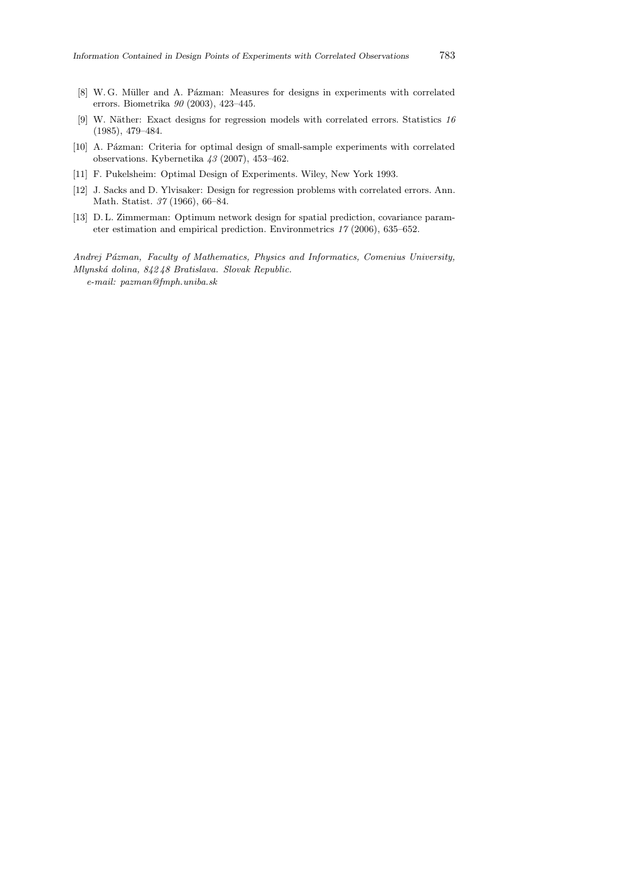[8] W. G. Müller and A. Pázman: Measures for designs in experiments with correlated errors. Biometrika *90* (2003), 423–445.

[9] W. Näther: Exact designs for regression models with correlated errors. Statistics *16* (1985), 479–484.

[10] A. Pázman: Criteria for optimal design of small-sample experiments with correlated observations. Kybernetika *43* (2007), 453–462.

[11] F. Pukelsheim: Optimal Design of Experiments. Wiley, New York 1993.

[12] J. Sacks and D. Ylvisaker: Design for regression problems with correlated errors. Ann. Math. Statist. *37* (1966), 66–84.

[13] D. L. Zimmerman: Optimum network design for spatial prediction, covariance parameter estimation and empirical prediction. Environmetrics *17* (2006), 635–652.

*Andrej Pázman, Faculty of Mathematics, Physics and Informatics, Comenius University, Mlynská dolina, 842 48 Bratislava. Slovak Republic.*
*e-mail: pazman@fmph.uniba.sk*